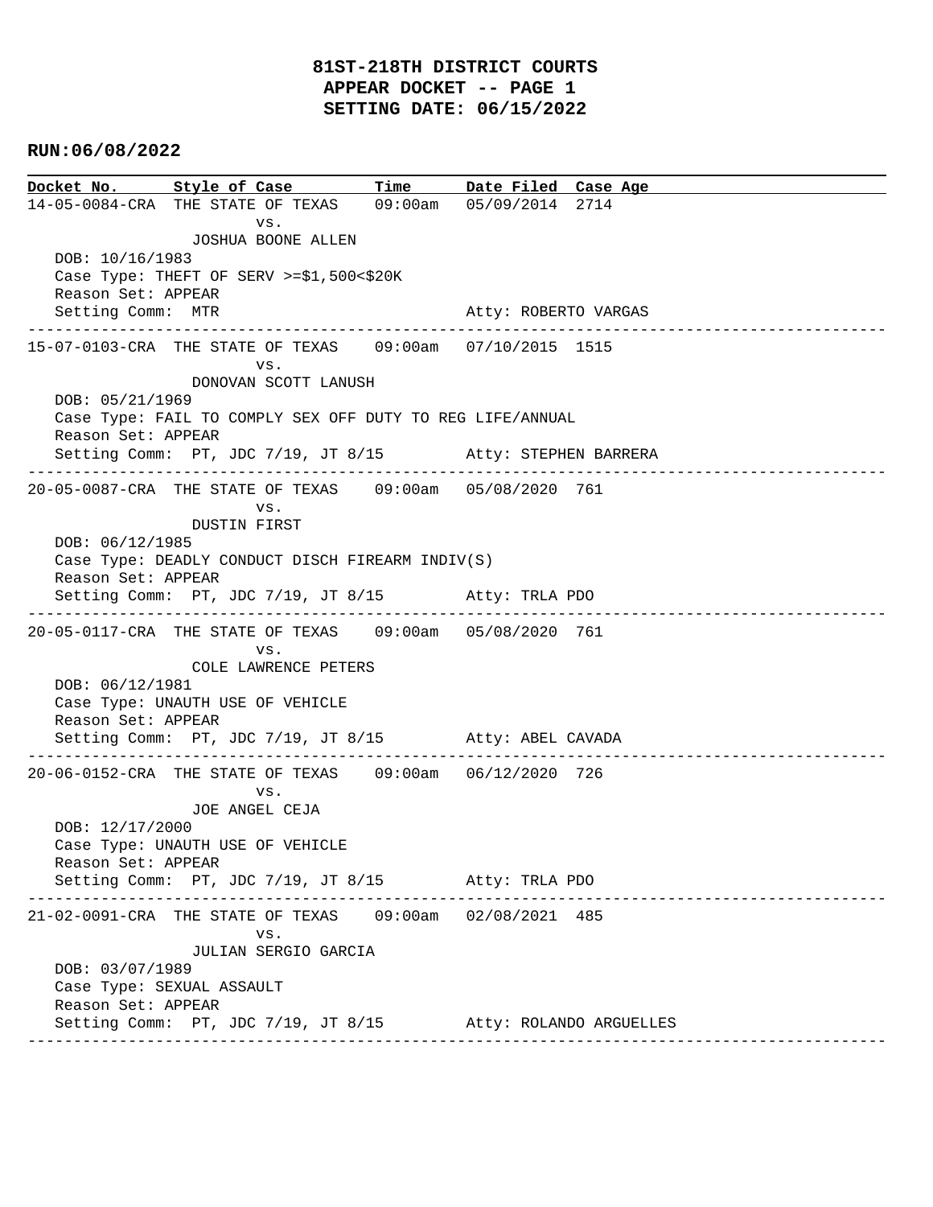# 81ST-218TH DISTRICT COURTS
## APPEAR DOCKET -- PAGE 1
## SETTING DATE: 06/15/2022

**RUN:06/08/2022**

| Docket No. | Style of Case | Time | Date Filed | Case Age |
|---|---|---|---|---|

14-05-0084-CRA THE STATE OF TEXAS 09:00am 05/09/2014 2714
vs.
JOSHUA BOONE ALLEN
DOB: 10/16/1983
Case Type: THEFT OF SERV >=$1,500<$20K
Reason Set: APPEAR
Setting Comm: MTR Atty: ROBERTO VARGAS

---

15-07-0103-CRA THE STATE OF TEXAS 09:00am 07/10/2015 1515
vs.
DONOVAN SCOTT LANUSH
DOB: 05/21/1969
Case Type: FAIL TO COMPLY SEX OFF DUTY TO REG LIFE/ANNUAL
Reason Set: APPEAR
Setting Comm: PT, JDC 7/19, JT 8/15 Atty: STEPHEN BARRERA

---

20-05-0087-CRA THE STATE OF TEXAS 09:00am 05/08/2020 761
vs.
DUSTIN FIRST
DOB: 06/12/1985
Case Type: DEADLY CONDUCT DISCH FIREARM INDIV(S)
Reason Set: APPEAR
Setting Comm: PT, JDC 7/19, JT 8/15 Atty: TRLA PDO

---

20-05-0117-CRA THE STATE OF TEXAS 09:00am 05/08/2020 761
vs.
COLE LAWRENCE PETERS
DOB: 06/12/1981
Case Type: UNAUTH USE OF VEHICLE
Reason Set: APPEAR
Setting Comm: PT, JDC 7/19, JT 8/15 Atty: ABEL CAVADA

---

20-06-0152-CRA THE STATE OF TEXAS 09:00am 06/12/2020 726
vs.
JOE ANGEL CEJA
DOB: 12/17/2000
Case Type: UNAUTH USE OF VEHICLE
Reason Set: APPEAR
Setting Comm: PT, JDC 7/19, JT 8/15 Atty: TRLA PDO

---

21-02-0091-CRA THE STATE OF TEXAS 09:00am 02/08/2021 485
vs.
JULIAN SERGIO GARCIA
DOB: 03/07/1989
Case Type: SEXUAL ASSAULT
Reason Set: APPEAR
Setting Comm: PT, JDC 7/19, JT 8/15 Atty: ROLANDO ARGUELLES

---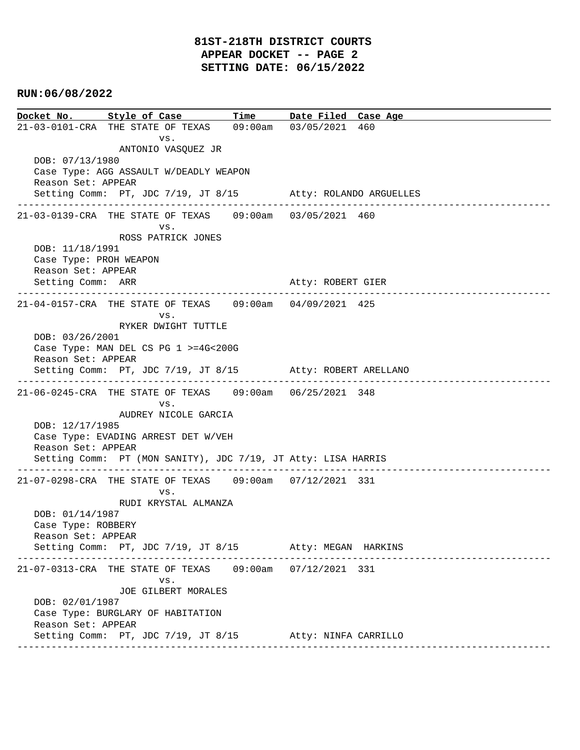# 81ST-218TH DISTRICT COURTS
## APPEAR DOCKET -- PAGE 2
## SETTING DATE: 06/15/2022

**RUN:06/08/2022**

| Docket No. | Style of Case | Time | Date Filed | Case Age |
|---|---|---|---|---|
| 21-03-0101-CRA | THE STATE OF TEXAS vs. ANTONIO VASQUEZ JR | 09:00am | 03/05/2021 | 460 |

DOB: 07/13/1980
Case Type: AGG ASSAULT W/DEADLY WEAPON
Reason Set: APPEAR
Setting Comm: PT, JDC 7/19, JT 8/15 Atty: ROLANDO ARGUELLES

---

| Docket No. | Style of Case | Time | Date Filed | Case Age |
|---|---|---|---|---|
| 21-03-0139-CRA | THE STATE OF TEXAS vs. ROSS PATRICK JONES | 09:00am | 03/05/2021 | 460 |

DOB: 11/18/1991
Case Type: PROH WEAPON
Reason Set: APPEAR
Setting Comm: ARR Atty: ROBERT GIER

---

| Docket No. | Style of Case | Time | Date Filed | Case Age |
|---|---|---|---|---|
| 21-04-0157-CRA | THE STATE OF TEXAS vs. RYKER DWIGHT TUTTLE | 09:00am | 04/09/2021 | 425 |

DOB: 03/26/2001
Case Type: MAN DEL CS PG 1 >=4G<200G
Reason Set: APPEAR
Setting Comm: PT, JDC 7/19, JT 8/15 Atty: ROBERT ARELLANO

---

| Docket No. | Style of Case | Time | Date Filed | Case Age |
|---|---|---|---|---|
| 21-06-0245-CRA | THE STATE OF TEXAS vs. AUDREY NICOLE GARCIA | 09:00am | 06/25/2021 | 348 |

DOB: 12/17/1985
Case Type: EVADING ARREST DET W/VEH
Reason Set: APPEAR
Setting Comm: PT (MON SANITY), JDC 7/19, JT Atty: LISA HARRIS

---

| Docket No. | Style of Case | Time | Date Filed | Case Age |
|---|---|---|---|---|
| 21-07-0298-CRA | THE STATE OF TEXAS vs. RUDI KRYSTAL ALMANZA | 09:00am | 07/12/2021 | 331 |

DOB: 01/14/1987
Case Type: ROBBERY
Reason Set: APPEAR
Setting Comm: PT, JDC 7/19, JT 8/15 Atty: MEGAN HARKINS

---

| Docket No. | Style of Case | Time | Date Filed | Case Age |
|---|---|---|---|---|
| 21-07-0313-CRA | THE STATE OF TEXAS vs. JOE GILBERT MORALES | 09:00am | 07/12/2021 | 331 |

DOB: 02/01/1987
Case Type: BURGLARY OF HABITATION
Reason Set: APPEAR
Setting Comm: PT, JDC 7/19, JT 8/15 Atty: NINFA CARRILLO

---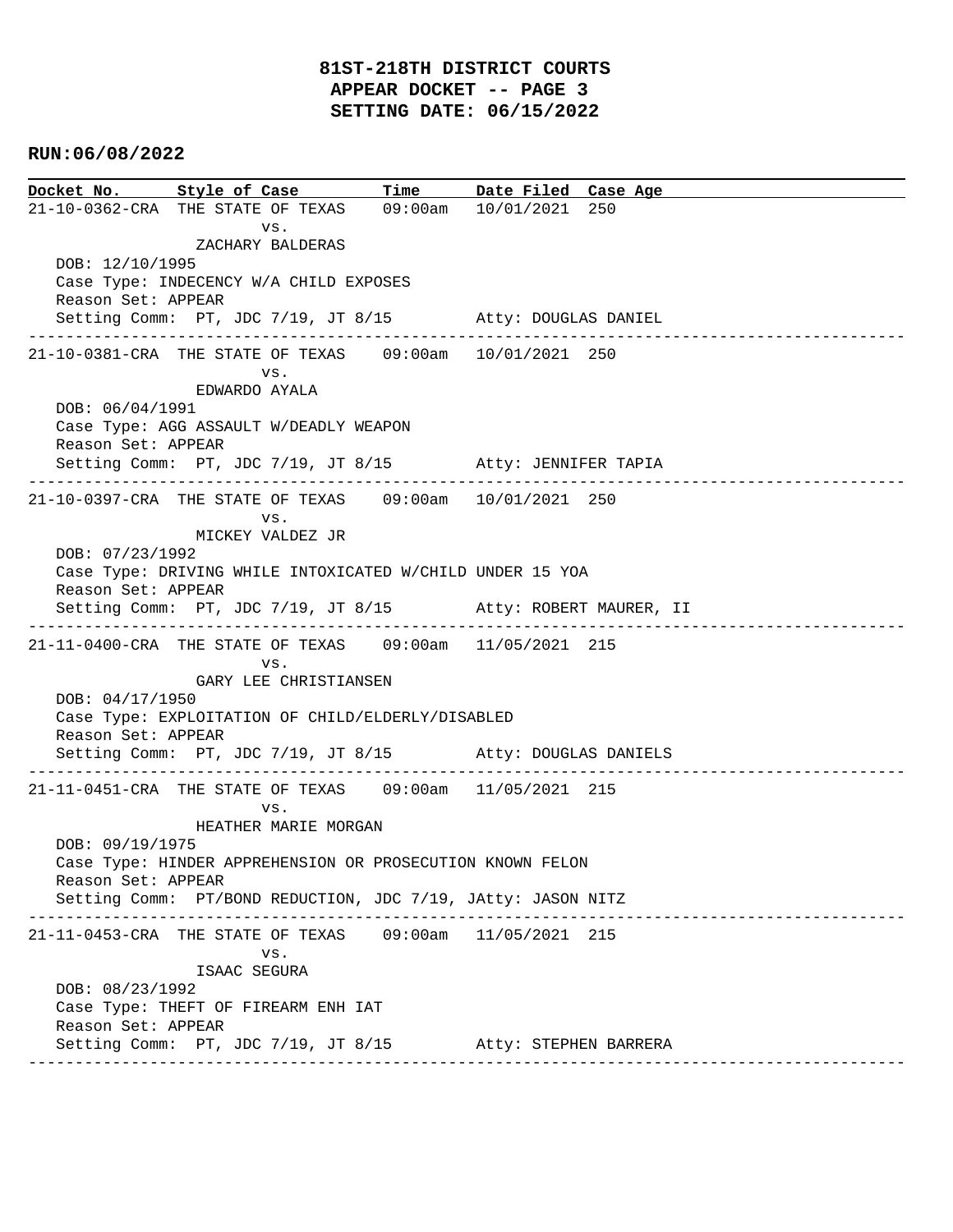# 81ST-218TH DISTRICT COURTS
## APPEAR DOCKET -- PAGE 3
## SETTING DATE: 06/15/2022

**RUN:06/08/2022**

| Docket No. | Style of Case | Time | Date Filed | Case Age |
|---|---|---|---|---|
| 21-10-0362-CRA | THE STATE OF TEXAS vs. ZACHARY BALDERAS | 09:00am | 10/01/2021 | 250 |

DOB: 12/10/1995
Case Type: INDECENCY W/A CHILD EXPOSES
Reason Set: APPEAR
Setting Comm: PT, JDC 7/19, JT 8/15 Atty: DOUGLAS DANIEL

---

| Docket No. | Style of Case | Time | Date Filed | Case Age |
|---|---|---|---|---|
| 21-10-0381-CRA | THE STATE OF TEXAS vs. EDWARDO AYALA | 09:00am | 10/01/2021 | 250 |

DOB: 06/04/1991
Case Type: AGG ASSAULT W/DEADLY WEAPON
Reason Set: APPEAR
Setting Comm: PT, JDC 7/19, JT 8/15 Atty: JENNIFER TAPIA

---

| Docket No. | Style of Case | Time | Date Filed | Case Age |
|---|---|---|---|---|
| 21-10-0397-CRA | THE STATE OF TEXAS vs. MICKEY VALDEZ JR | 09:00am | 10/01/2021 | 250 |

DOB: 07/23/1992
Case Type: DRIVING WHILE INTOXICATED W/CHILD UNDER 15 YOA
Reason Set: APPEAR
Setting Comm: PT, JDC 7/19, JT 8/15 Atty: ROBERT MAURER, II

---

| Docket No. | Style of Case | Time | Date Filed | Case Age |
|---|---|---|---|---|
| 21-11-0400-CRA | THE STATE OF TEXAS vs. GARY LEE CHRISTIANSEN | 09:00am | 11/05/2021 | 215 |

DOB: 04/17/1950
Case Type: EXPLOITATION OF CHILD/ELDERLY/DISABLED
Reason Set: APPEAR
Setting Comm: PT, JDC 7/19, JT 8/15 Atty: DOUGLAS DANIELS

---

| Docket No. | Style of Case | Time | Date Filed | Case Age |
|---|---|---|---|---|
| 21-11-0451-CRA | THE STATE OF TEXAS vs. HEATHER MARIE MORGAN | 09:00am | 11/05/2021 | 215 |

DOB: 09/19/1975
Case Type: HINDER APPREHENSION OR PROSECUTION KNOWN FELON
Reason Set: APPEAR
Setting Comm: PT/BOND REDUCTION, JDC 7/19, JAtty: JASON NITZ

---

| Docket No. | Style of Case | Time | Date Filed | Case Age |
|---|---|---|---|---|
| 21-11-0453-CRA | THE STATE OF TEXAS vs. ISAAC SEGURA | 09:00am | 11/05/2021 | 215 |

DOB: 08/23/1992
Case Type: THEFT OF FIREARM ENH IAT
Reason Set: APPEAR
Setting Comm: PT, JDC 7/19, JT 8/15 Atty: STEPHEN BARRERA

---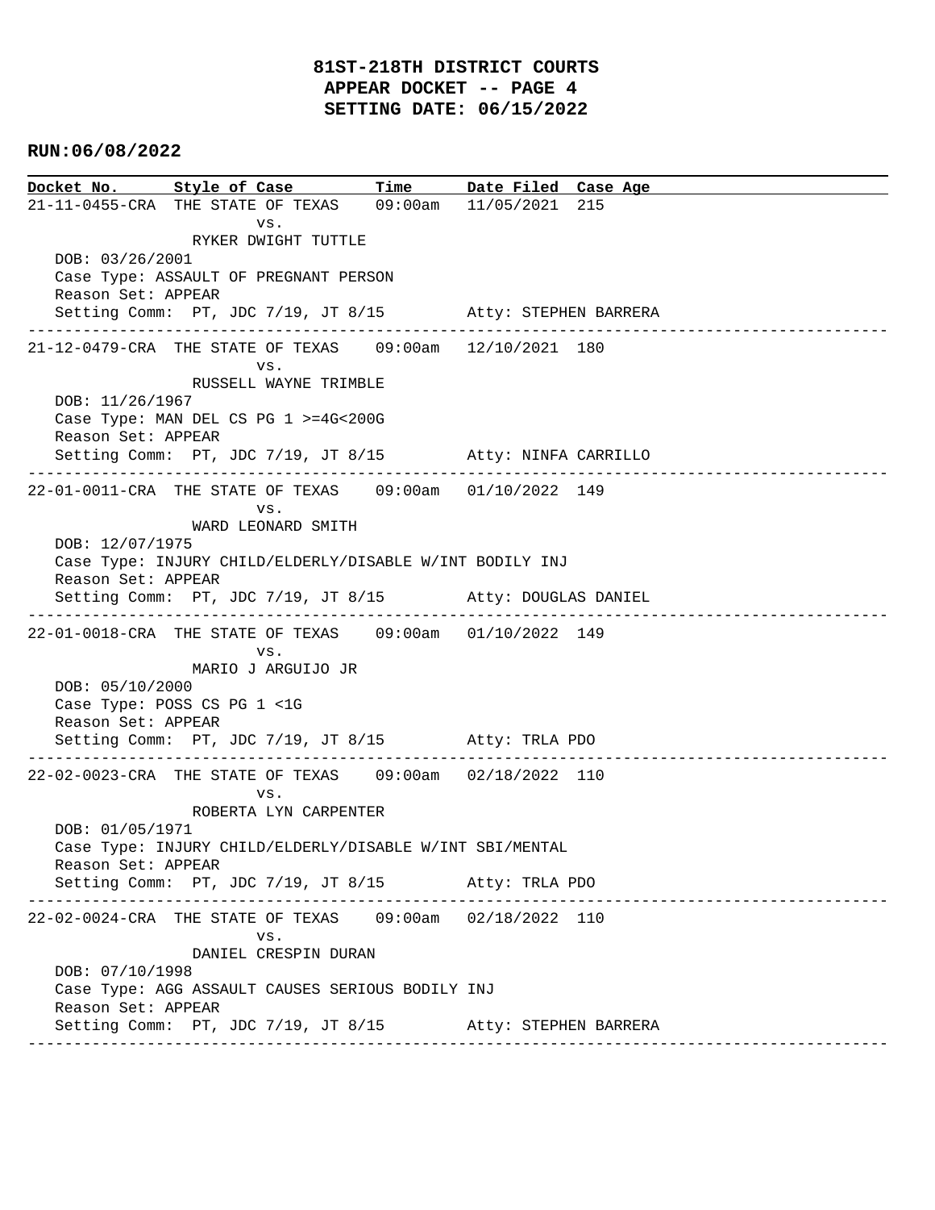# 81ST-218TH DISTRICT COURTS
## APPEAR DOCKET -- PAGE 4
## SETTING DATE: 06/15/2022

**RUN:06/08/2022**

| Docket No. | Style of Case | Time | Date Filed | Case Age |
|---|---|---|---|---|

21-11-0455-CRA  THE STATE OF TEXAS  09:00am  11/05/2021  215
vs.
RYKER DWIGHT TUTTLE
DOB: 03/26/2001
Case Type: ASSAULT OF PREGNANT PERSON
Reason Set: APPEAR
Setting Comm: PT, JDC 7/19, JT 8/15  Atty: STEPHEN BARRERA

---

21-12-0479-CRA  THE STATE OF TEXAS  09:00am  12/10/2021  180
vs.
RUSSELL WAYNE TRIMBLE
DOB: 11/26/1967
Case Type: MAN DEL CS PG 1 >=4G<200G
Reason Set: APPEAR
Setting Comm: PT, JDC 7/19, JT 8/15  Atty: NINFA CARRILLO

---

22-01-0011-CRA  THE STATE OF TEXAS  09:00am  01/10/2022  149
vs.
WARD LEONARD SMITH
DOB: 12/07/1975
Case Type: INJURY CHILD/ELDERLY/DISABLE W/INT BODILY INJ
Reason Set: APPEAR
Setting Comm: PT, JDC 7/19, JT 8/15  Atty: DOUGLAS DANIEL

---

22-01-0018-CRA  THE STATE OF TEXAS  09:00am  01/10/2022  149
vs.
MARIO J ARGUIJO JR
DOB: 05/10/2000
Case Type: POSS CS PG 1 <1G
Reason Set: APPEAR
Setting Comm: PT, JDC 7/19, JT 8/15  Atty: TRLA PDO

---

22-02-0023-CRA  THE STATE OF TEXAS  09:00am  02/18/2022  110
vs.
ROBERTA LYN CARPENTER
DOB: 01/05/1971
Case Type: INJURY CHILD/ELDERLY/DISABLE W/INT SBI/MENTAL
Reason Set: APPEAR
Setting Comm: PT, JDC 7/19, JT 8/15  Atty: TRLA PDO

---

22-02-0024-CRA  THE STATE OF TEXAS  09:00am  02/18/2022  110
vs.
DANIEL CRESPIN DURAN
DOB: 07/10/1998
Case Type: AGG ASSAULT CAUSES SERIOUS BODILY INJ
Reason Set: APPEAR
Setting Comm: PT, JDC 7/19, JT 8/15  Atty: STEPHEN BARRERA

---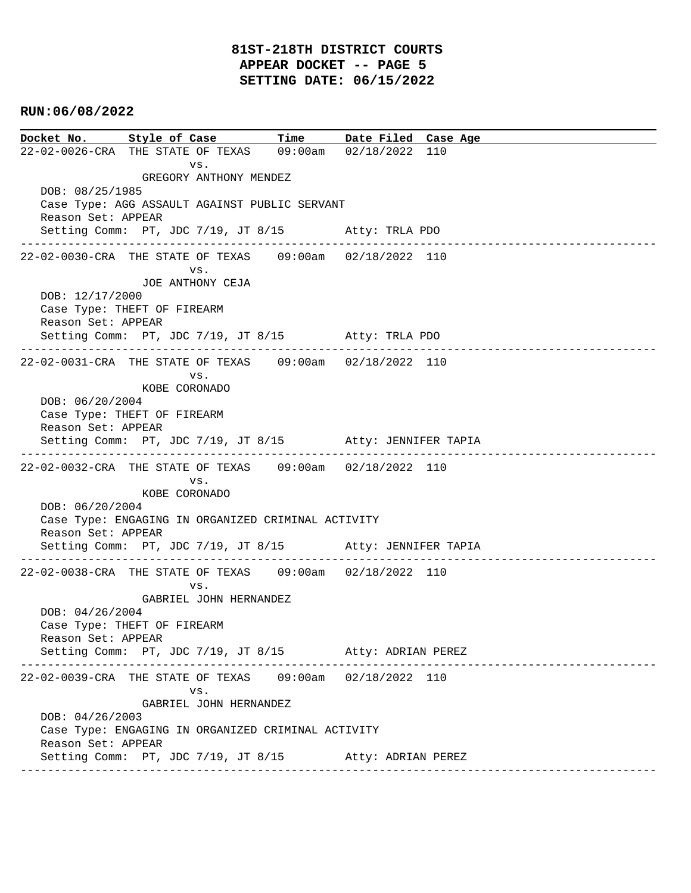# 81ST-218TH DISTRICT COURTS
## APPEAR DOCKET -- PAGE 5
## SETTING DATE: 06/15/2022

**RUN:06/08/2022**

| Docket No. | Style of Case | Time | Date Filed | Case Age |
|---|---|---|---|---|

22-02-0026-CRA THE STATE OF TEXAS 09:00am 02/18/2022 110
vs.
GREGORY ANTHONY MENDEZ
DOB: 08/25/1985
Case Type: AGG ASSAULT AGAINST PUBLIC SERVANT
Reason Set: APPEAR
Setting Comm: PT, JDC 7/19, JT 8/15 Atty: TRLA PDO

---

22-02-0030-CRA THE STATE OF TEXAS 09:00am 02/18/2022 110
vs.
JOE ANTHONY CEJA
DOB: 12/17/2000
Case Type: THEFT OF FIREARM
Reason Set: APPEAR
Setting Comm: PT, JDC 7/19, JT 8/15 Atty: TRLA PDO

---

22-02-0031-CRA THE STATE OF TEXAS 09:00am 02/18/2022 110
vs.
KOBE CORONADO
DOB: 06/20/2004
Case Type: THEFT OF FIREARM
Reason Set: APPEAR
Setting Comm: PT, JDC 7/19, JT 8/15 Atty: JENNIFER TAPIA

---

22-02-0032-CRA THE STATE OF TEXAS 09:00am 02/18/2022 110
vs.
KOBE CORONADO
DOB: 06/20/2004
Case Type: ENGAGING IN ORGANIZED CRIMINAL ACTIVITY
Reason Set: APPEAR
Setting Comm: PT, JDC 7/19, JT 8/15 Atty: JENNIFER TAPIA

---

22-02-0038-CRA THE STATE OF TEXAS 09:00am 02/18/2022 110
vs.
GABRIEL JOHN HERNANDEZ
DOB: 04/26/2004
Case Type: THEFT OF FIREARM
Reason Set: APPEAR
Setting Comm: PT, JDC 7/19, JT 8/15 Atty: ADRIAN PEREZ

---

22-02-0039-CRA THE STATE OF TEXAS 09:00am 02/18/2022 110
vs.
GABRIEL JOHN HERNANDEZ
DOB: 04/26/2003
Case Type: ENGAGING IN ORGANIZED CRIMINAL ACTIVITY
Reason Set: APPEAR
Setting Comm: PT, JDC 7/19, JT 8/15 Atty: ADRIAN PEREZ

---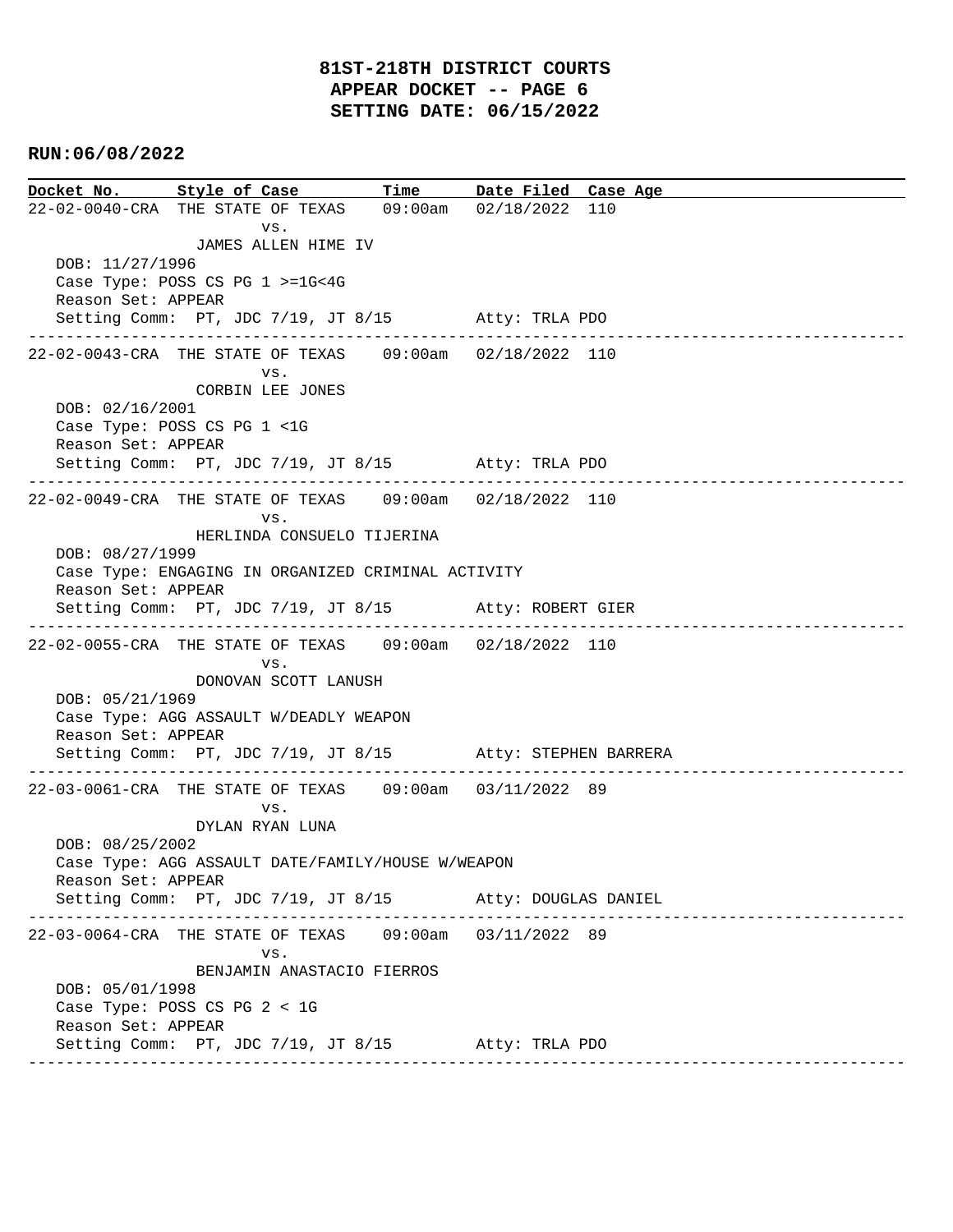# 81ST-218TH DISTRICT COURTS
## APPEAR DOCKET -- PAGE 6
## SETTING DATE: 06/15/2022

**RUN:06/08/2022**

| Docket No. | Style of Case | Time | Date Filed | Case Age |
|---|---|---|---|---|

22-02-0040-CRA THE STATE OF TEXAS 09:00am 02/18/2022 110
vs.
JAMES ALLEN HIME IV
DOB: 11/27/1996
Case Type: POSS CS PG 1 >=1G<4G
Reason Set: APPEAR
Setting Comm: PT, JDC 7/19, JT 8/15 Atty: TRLA PDO

---

22-02-0043-CRA THE STATE OF TEXAS 09:00am 02/18/2022 110
vs.
CORBIN LEE JONES
DOB: 02/16/2001
Case Type: POSS CS PG 1 <1G
Reason Set: APPEAR
Setting Comm: PT, JDC 7/19, JT 8/15 Atty: TRLA PDO

---

22-02-0049-CRA THE STATE OF TEXAS 09:00am 02/18/2022 110
vs.
HERLINDA CONSUELO TIJERINA
DOB: 08/27/1999
Case Type: ENGAGING IN ORGANIZED CRIMINAL ACTIVITY
Reason Set: APPEAR
Setting Comm: PT, JDC 7/19, JT 8/15 Atty: ROBERT GIER

---

22-02-0055-CRA THE STATE OF TEXAS 09:00am 02/18/2022 110
vs.
DONOVAN SCOTT LANUSH
DOB: 05/21/1969
Case Type: AGG ASSAULT W/DEADLY WEAPON
Reason Set: APPEAR
Setting Comm: PT, JDC 7/19, JT 8/15 Atty: STEPHEN BARRERA

---

22-03-0061-CRA THE STATE OF TEXAS 09:00am 03/11/2022 89
vs.
DYLAN RYAN LUNA
DOB: 08/25/2002
Case Type: AGG ASSAULT DATE/FAMILY/HOUSE W/WEAPON
Reason Set: APPEAR
Setting Comm: PT, JDC 7/19, JT 8/15 Atty: DOUGLAS DANIEL

---

22-03-0064-CRA THE STATE OF TEXAS 09:00am 03/11/2022 89
vs.
BENJAMIN ANASTACIO FIERROS
DOB: 05/01/1998
Case Type: POSS CS PG 2 < 1G
Reason Set: APPEAR
Setting Comm: PT, JDC 7/19, JT 8/15 Atty: TRLA PDO

---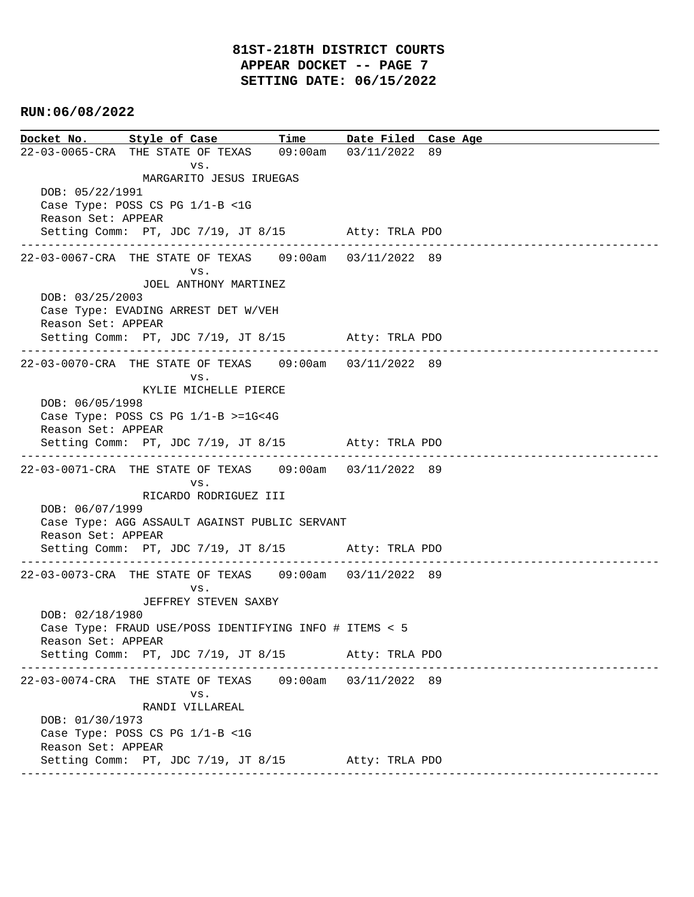# 81ST-218TH DISTRICT COURTS
## APPEAR DOCKET -- PAGE 7
## SETTING DATE: 06/15/2022

**RUN:06/08/2022**

| Docket No. | Style of Case | Time | Date Filed | Case Age |
|---|---|---|---|---|
| 22-03-0065-CRA | THE STATE OF TEXAS vs. MARGARITO JESUS IRUEGAS | 09:00am | 03/11/2022 | 89 |

DOB: 05/22/1991
Case Type: POSS CS PG 1/1-B <1G
Reason Set: APPEAR
Setting Comm: PT, JDC 7/19, JT 8/15 Atty: TRLA PDO

---

| Docket No. | Style of Case | Time | Date Filed | Case Age |
|---|---|---|---|---|
| 22-03-0067-CRA | THE STATE OF TEXAS vs. JOEL ANTHONY MARTINEZ | 09:00am | 03/11/2022 | 89 |

DOB: 03/25/2003
Case Type: EVADING ARREST DET W/VEH
Reason Set: APPEAR
Setting Comm: PT, JDC 7/19, JT 8/15 Atty: TRLA PDO

---

| Docket No. | Style of Case | Time | Date Filed | Case Age |
|---|---|---|---|---|
| 22-03-0070-CRA | THE STATE OF TEXAS vs. KYLIE MICHELLE PIERCE | 09:00am | 03/11/2022 | 89 |

DOB: 06/05/1998
Case Type: POSS CS PG 1/1-B >=1G<4G
Reason Set: APPEAR
Setting Comm: PT, JDC 7/19, JT 8/15 Atty: TRLA PDO

---

| Docket No. | Style of Case | Time | Date Filed | Case Age |
|---|---|---|---|---|
| 22-03-0071-CRA | THE STATE OF TEXAS vs. RICARDO RODRIGUEZ III | 09:00am | 03/11/2022 | 89 |

DOB: 06/07/1999
Case Type: AGG ASSAULT AGAINST PUBLIC SERVANT
Reason Set: APPEAR
Setting Comm: PT, JDC 7/19, JT 8/15 Atty: TRLA PDO

---

| Docket No. | Style of Case | Time | Date Filed | Case Age |
|---|---|---|---|---|
| 22-03-0073-CRA | THE STATE OF TEXAS vs. JEFFREY STEVEN SAXBY | 09:00am | 03/11/2022 | 89 |

DOB: 02/18/1980
Case Type: FRAUD USE/POSS IDENTIFYING INFO # ITEMS < 5
Reason Set: APPEAR
Setting Comm: PT, JDC 7/19, JT 8/15 Atty: TRLA PDO

---

| Docket No. | Style of Case | Time | Date Filed | Case Age |
|---|---|---|---|---|
| 22-03-0074-CRA | THE STATE OF TEXAS vs. RANDI VILLAREAL | 09:00am | 03/11/2022 | 89 |

DOB: 01/30/1973
Case Type: POSS CS PG 1/1-B <1G
Reason Set: APPEAR
Setting Comm: PT, JDC 7/19, JT 8/15 Atty: TRLA PDO

---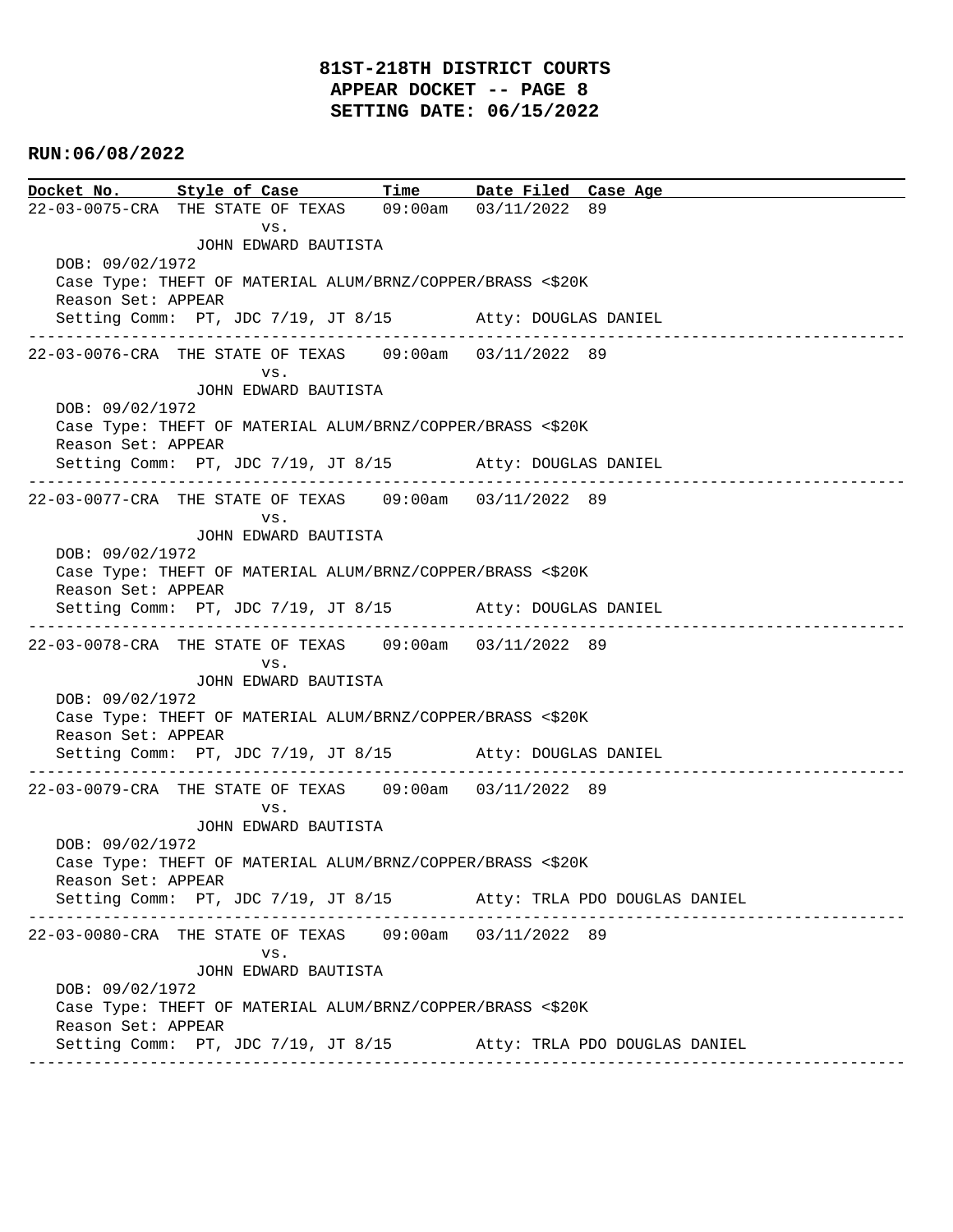# 81ST-218TH DISTRICT COURTS
## APPEAR DOCKET -- PAGE 8
## SETTING DATE: 06/15/2022

**RUN:06/08/2022**

| Docket No. | Style of Case | Time | Date Filed | Case Age |
|---|---|---|---|---|
| 22-03-0075-CRA | THE STATE OF TEXAS vs. JOHN EDWARD BAUTISTA | 09:00am | 03/11/2022 | 89 |

DOB: 09/02/1972
Case Type: THEFT OF MATERIAL ALUM/BRNZ/COPPER/BRASS <$20K
Reason Set: APPEAR
Setting Comm: PT, JDC 7/19, JT 8/15 Atty: DOUGLAS DANIEL

---

| Docket No. | Style of Case | Time | Date Filed | Case Age |
|---|---|---|---|---|
| 22-03-0076-CRA | THE STATE OF TEXAS vs. JOHN EDWARD BAUTISTA | 09:00am | 03/11/2022 | 89 |

DOB: 09/02/1972
Case Type: THEFT OF MATERIAL ALUM/BRNZ/COPPER/BRASS <$20K
Reason Set: APPEAR
Setting Comm: PT, JDC 7/19, JT 8/15 Atty: DOUGLAS DANIEL

---

| Docket No. | Style of Case | Time | Date Filed | Case Age |
|---|---|---|---|---|
| 22-03-0077-CRA | THE STATE OF TEXAS vs. JOHN EDWARD BAUTISTA | 09:00am | 03/11/2022 | 89 |

DOB: 09/02/1972
Case Type: THEFT OF MATERIAL ALUM/BRNZ/COPPER/BRASS <$20K
Reason Set: APPEAR
Setting Comm: PT, JDC 7/19, JT 8/15 Atty: DOUGLAS DANIEL

---

| Docket No. | Style of Case | Time | Date Filed | Case Age |
|---|---|---|---|---|
| 22-03-0078-CRA | THE STATE OF TEXAS vs. JOHN EDWARD BAUTISTA | 09:00am | 03/11/2022 | 89 |

DOB: 09/02/1972
Case Type: THEFT OF MATERIAL ALUM/BRNZ/COPPER/BRASS <$20K
Reason Set: APPEAR
Setting Comm: PT, JDC 7/19, JT 8/15 Atty: DOUGLAS DANIEL

---

| Docket No. | Style of Case | Time | Date Filed | Case Age |
|---|---|---|---|---|
| 22-03-0079-CRA | THE STATE OF TEXAS vs. JOHN EDWARD BAUTISTA | 09:00am | 03/11/2022 | 89 |

DOB: 09/02/1972
Case Type: THEFT OF MATERIAL ALUM/BRNZ/COPPER/BRASS <$20K
Reason Set: APPEAR
Setting Comm: PT, JDC 7/19, JT 8/15 Atty: TRLA PDO DOUGLAS DANIEL

---

| Docket No. | Style of Case | Time | Date Filed | Case Age |
|---|---|---|---|---|
| 22-03-0080-CRA | THE STATE OF TEXAS vs. JOHN EDWARD BAUTISTA | 09:00am | 03/11/2022 | 89 |

DOB: 09/02/1972
Case Type: THEFT OF MATERIAL ALUM/BRNZ/COPPER/BRASS <$20K
Reason Set: APPEAR
Setting Comm: PT, JDC 7/19, JT 8/15 Atty: TRLA PDO DOUGLAS DANIEL

---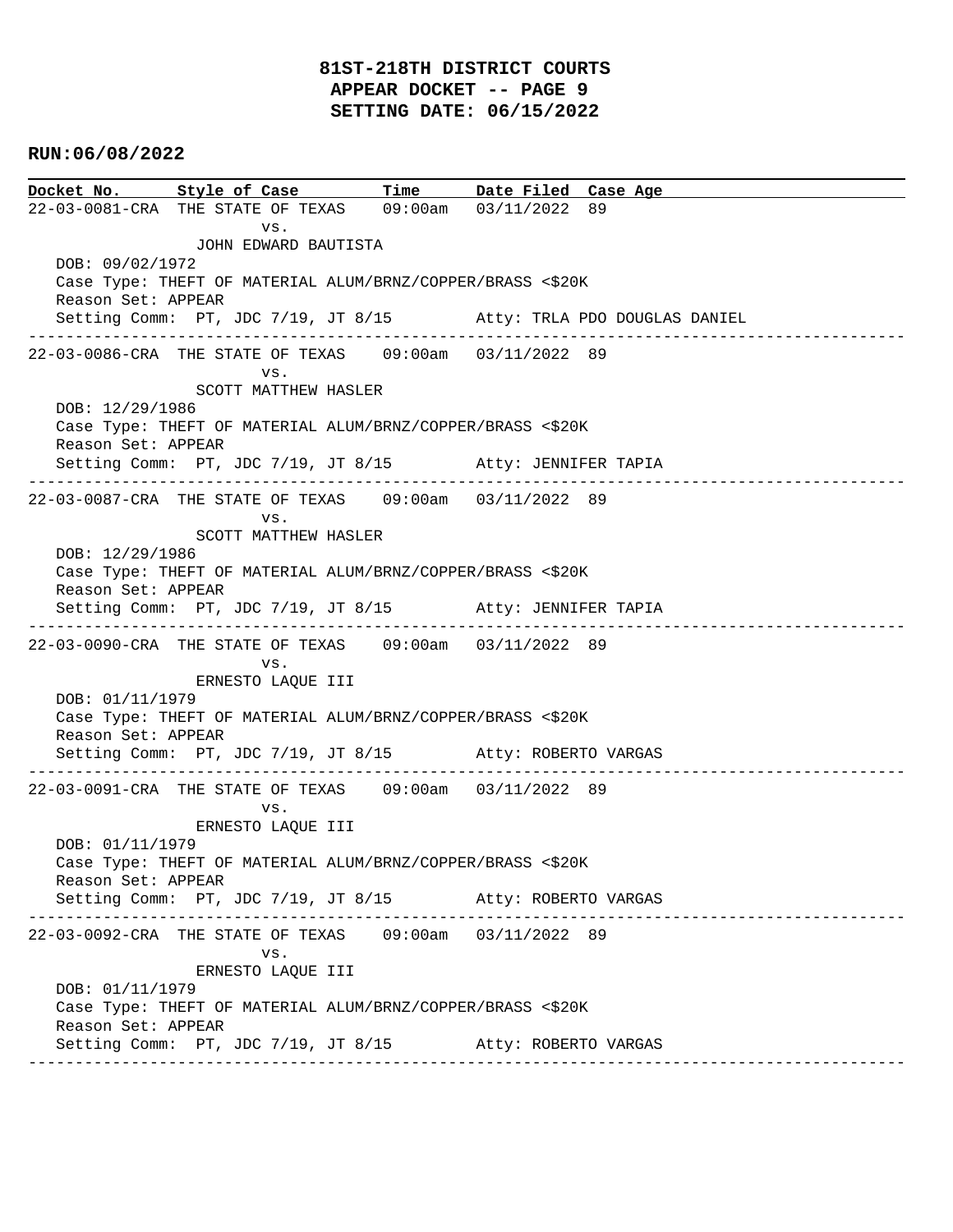# 81ST-218TH DISTRICT COURTS
## APPEAR DOCKET -- PAGE 9
## SETTING DATE: 06/15/2022

**RUN:06/08/2022**

| Docket No. | Style of Case | Time | Date Filed | Case Age |
|---|---|---|---|---|

```
22-03-0081-CRA  THE STATE OF TEXAS    09:00am   03/11/2022  89
                         vs.
                  JOHN EDWARD BAUTISTA
   DOB: 09/02/1972
   Case Type: THEFT OF MATERIAL ALUM/BRNZ/COPPER/BRASS <$20K
   Reason Set: APPEAR
   Setting Comm:  PT, JDC 7/19, JT 8/15         Atty: TRLA PDO DOUGLAS DANIEL
------------------------------------------------------------------------------------------------
22-03-0086-CRA  THE STATE OF TEXAS    09:00am   03/11/2022  89
                         vs.
                  SCOTT MATTHEW HASLER
   DOB: 12/29/1986
   Case Type: THEFT OF MATERIAL ALUM/BRNZ/COPPER/BRASS <$20K
   Reason Set: APPEAR
   Setting Comm:  PT, JDC 7/19, JT 8/15         Atty: JENNIFER TAPIA
------------------------------------------------------------------------------------------------
22-03-0087-CRA  THE STATE OF TEXAS    09:00am   03/11/2022  89
                         vs.
                  SCOTT MATTHEW HASLER
   DOB: 12/29/1986
   Case Type: THEFT OF MATERIAL ALUM/BRNZ/COPPER/BRASS <$20K
   Reason Set: APPEAR
   Setting Comm:  PT, JDC 7/19, JT 8/15         Atty: JENNIFER TAPIA
------------------------------------------------------------------------------------------------
22-03-0090-CRA  THE STATE OF TEXAS    09:00am   03/11/2022  89
                         vs.
                  ERNESTO LAQUE III
   DOB: 01/11/1979
   Case Type: THEFT OF MATERIAL ALUM/BRNZ/COPPER/BRASS <$20K
   Reason Set: APPEAR
   Setting Comm:  PT, JDC 7/19, JT 8/15         Atty: ROBERTO VARGAS
------------------------------------------------------------------------------------------------
22-03-0091-CRA  THE STATE OF TEXAS    09:00am   03/11/2022  89
                         vs.
                  ERNESTO LAQUE III
   DOB: 01/11/1979
   Case Type: THEFT OF MATERIAL ALUM/BRNZ/COPPER/BRASS <$20K
   Reason Set: APPEAR
   Setting Comm:  PT, JDC 7/19, JT 8/15         Atty: ROBERTO VARGAS
------------------------------------------------------------------------------------------------
22-03-0092-CRA  THE STATE OF TEXAS    09:00am   03/11/2022  89
                         vs.
                  ERNESTO LAQUE III
   DOB: 01/11/1979
   Case Type: THEFT OF MATERIAL ALUM/BRNZ/COPPER/BRASS <$20K
   Reason Set: APPEAR
   Setting Comm:  PT, JDC 7/19, JT 8/15         Atty: ROBERTO VARGAS
------------------------------------------------------------------------------------------------
```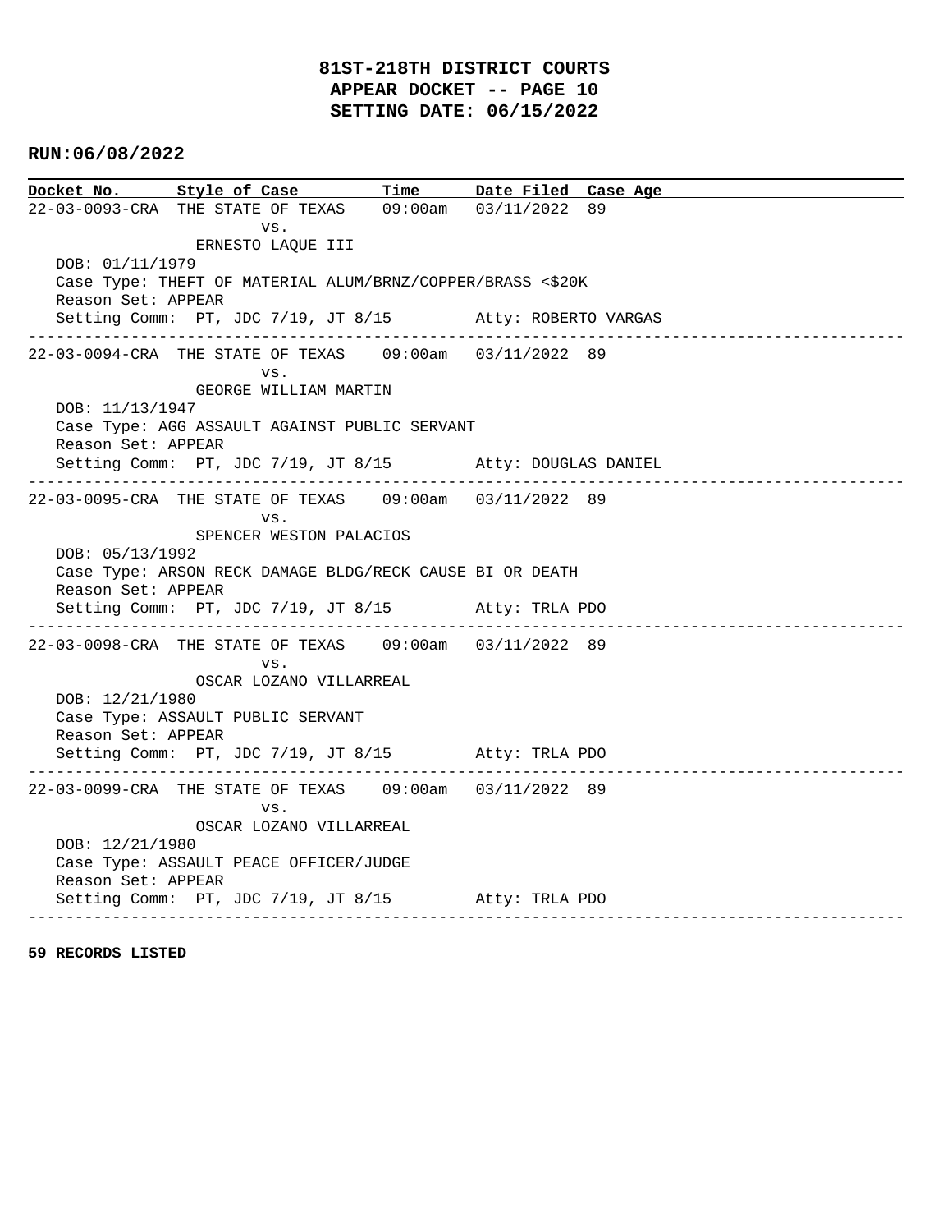# 81ST-218TH DISTRICT COURTS
## APPEAR DOCKET -- PAGE 10
## SETTING DATE: 06/15/2022

**RUN:06/08/2022**

| Docket No. | Style of Case | Time | Date Filed | Case Age |
|---|---|---|---|---|
| 22-03-0093-CRA | THE STATE OF TEXAS vs. ERNESTO LAQUE III | 09:00am | 03/11/2022 | 89 |

DOB: 01/11/1979
Case Type: THEFT OF MATERIAL ALUM/BRNZ/COPPER/BRASS <$20K
Reason Set: APPEAR
Setting Comm: PT, JDC 7/19, JT 8/15 Atty: ROBERTO VARGAS

---

| Docket No. | Style of Case | Time | Date Filed | Case Age |
|---|---|---|---|---|
| 22-03-0094-CRA | THE STATE OF TEXAS vs. GEORGE WILLIAM MARTIN | 09:00am | 03/11/2022 | 89 |

DOB: 11/13/1947
Case Type: AGG ASSAULT AGAINST PUBLIC SERVANT
Reason Set: APPEAR
Setting Comm: PT, JDC 7/19, JT 8/15 Atty: DOUGLAS DANIEL

---

| Docket No. | Style of Case | Time | Date Filed | Case Age |
|---|---|---|---|---|
| 22-03-0095-CRA | THE STATE OF TEXAS vs. SPENCER WESTON PALACIOS | 09:00am | 03/11/2022 | 89 |

DOB: 05/13/1992
Case Type: ARSON RECK DAMAGE BLDG/RECK CAUSE BI OR DEATH
Reason Set: APPEAR
Setting Comm: PT, JDC 7/19, JT 8/15 Atty: TRLA PDO

---

| Docket No. | Style of Case | Time | Date Filed | Case Age |
|---|---|---|---|---|
| 22-03-0098-CRA | THE STATE OF TEXAS vs. OSCAR LOZANO VILLARREAL | 09:00am | 03/11/2022 | 89 |

DOB: 12/21/1980
Case Type: ASSAULT PUBLIC SERVANT
Reason Set: APPEAR
Setting Comm: PT, JDC 7/19, JT 8/15 Atty: TRLA PDO

---

| Docket No. | Style of Case | Time | Date Filed | Case Age |
|---|---|---|---|---|
| 22-03-0099-CRA | THE STATE OF TEXAS vs. OSCAR LOZANO VILLARREAL | 09:00am | 03/11/2022 | 89 |

DOB: 12/21/1980
Case Type: ASSAULT PEACE OFFICER/JUDGE
Reason Set: APPEAR
Setting Comm: PT, JDC 7/19, JT 8/15 Atty: TRLA PDO

---

**59 RECORDS LISTED**